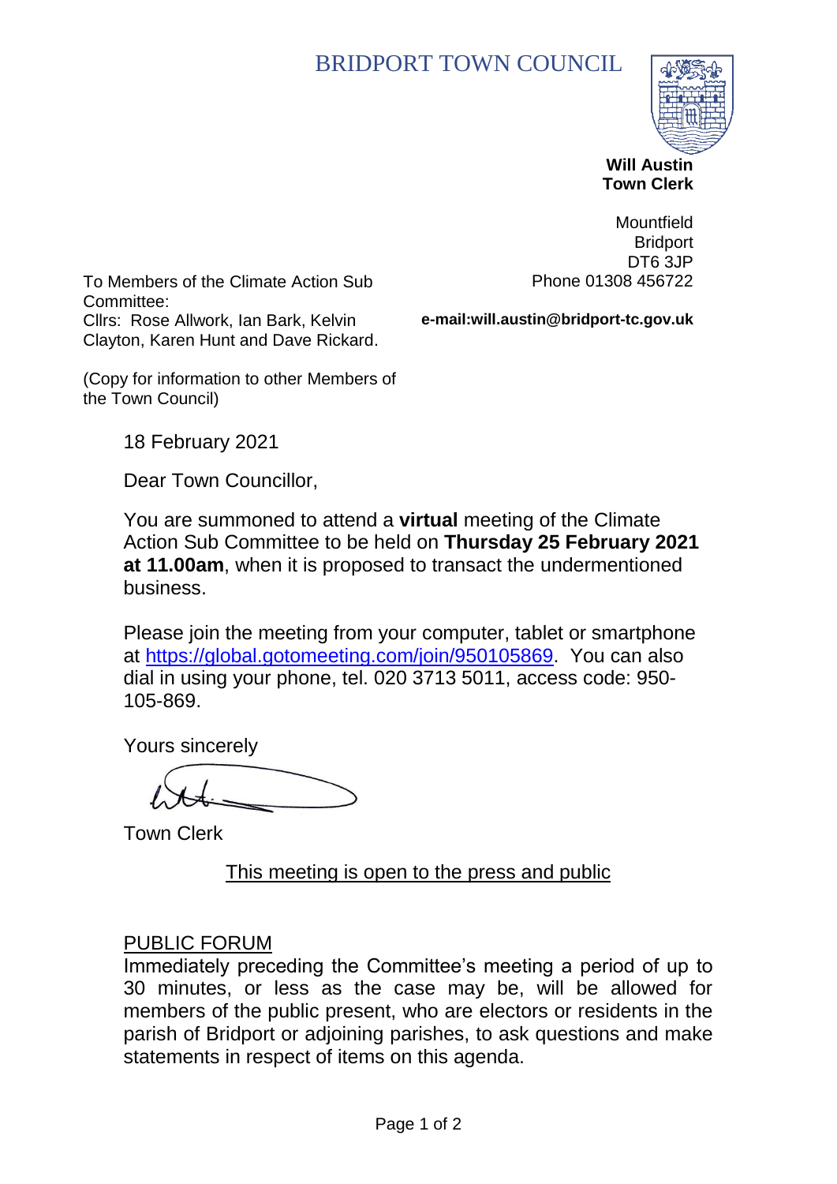# BRIDPORT TOWN COUNCIL

**Will Austin**
**Town Clerk**

Mountfield
Bridport
DT6 3JP
Phone 01308 456722

**e-mail:will.austin@bridport-tc.gov.uk**

To Members of the Climate Action Sub Committee:
Cllrs: Rose Allwork, Ian Bark, Kelvin Clayton, Karen Hunt and Dave Rickard.

(Copy for information to other Members of the Town Council)

18 February 2021

Dear Town Councillor,

You are summoned to attend a **virtual** meeting of the Climate Action Sub Committee to be held on **Thursday 25 February 2021 at 11.00am**, when it is proposed to transact the undermentioned business.

Please join the meeting from your computer, tablet or smartphone at https://global.gotomeeting.com/join/950105869. You can also dial in using your phone, tel. 020 3713 5011, access code: 950-105-869.

Yours sincerely

Town Clerk

This meeting is open to the press and public

## PUBLIC FORUM

Immediately preceding the Committee's meeting a period of up to 30 minutes, or less as the case may be, will be allowed for members of the public present, who are electors or residents in the parish of Bridport or adjoining parishes, to ask questions and make statements in respect of items on this agenda.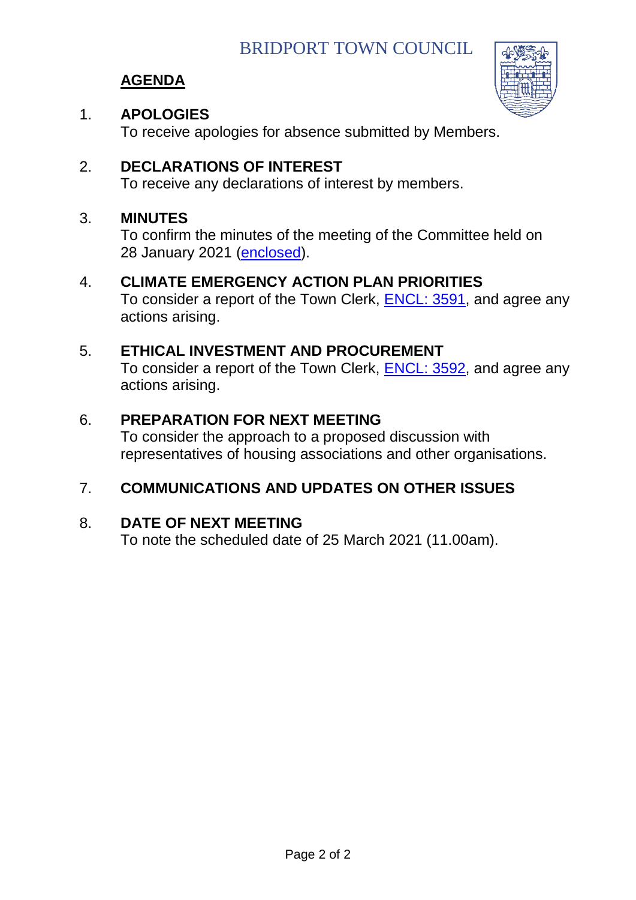BRIDPORT TOWN COUNCIL

## AGENDA

1. **APOLOGIES**
   To receive apologies for absence submitted by Members.

2. **DECLARATIONS OF INTEREST**
   To receive any declarations of interest by members.

3. **MINUTES**
   To confirm the minutes of the meeting of the Committee held on 28 January 2021 (enclosed).

4. **CLIMATE EMERGENCY ACTION PLAN PRIORITIES**
   To consider a report of the Town Clerk, ENCL: 3591, and agree any actions arising.

5. **ETHICAL INVESTMENT AND PROCUREMENT**
   To consider a report of the Town Clerk, ENCL: 3592, and agree any actions arising.

6. **PREPARATION FOR NEXT MEETING**
   To consider the approach to a proposed discussion with representatives of housing associations and other organisations.

7. **COMMUNICATIONS AND UPDATES ON OTHER ISSUES**

8. **DATE OF NEXT MEETING**
   To note the scheduled date of 25 March 2021 (11.00am).